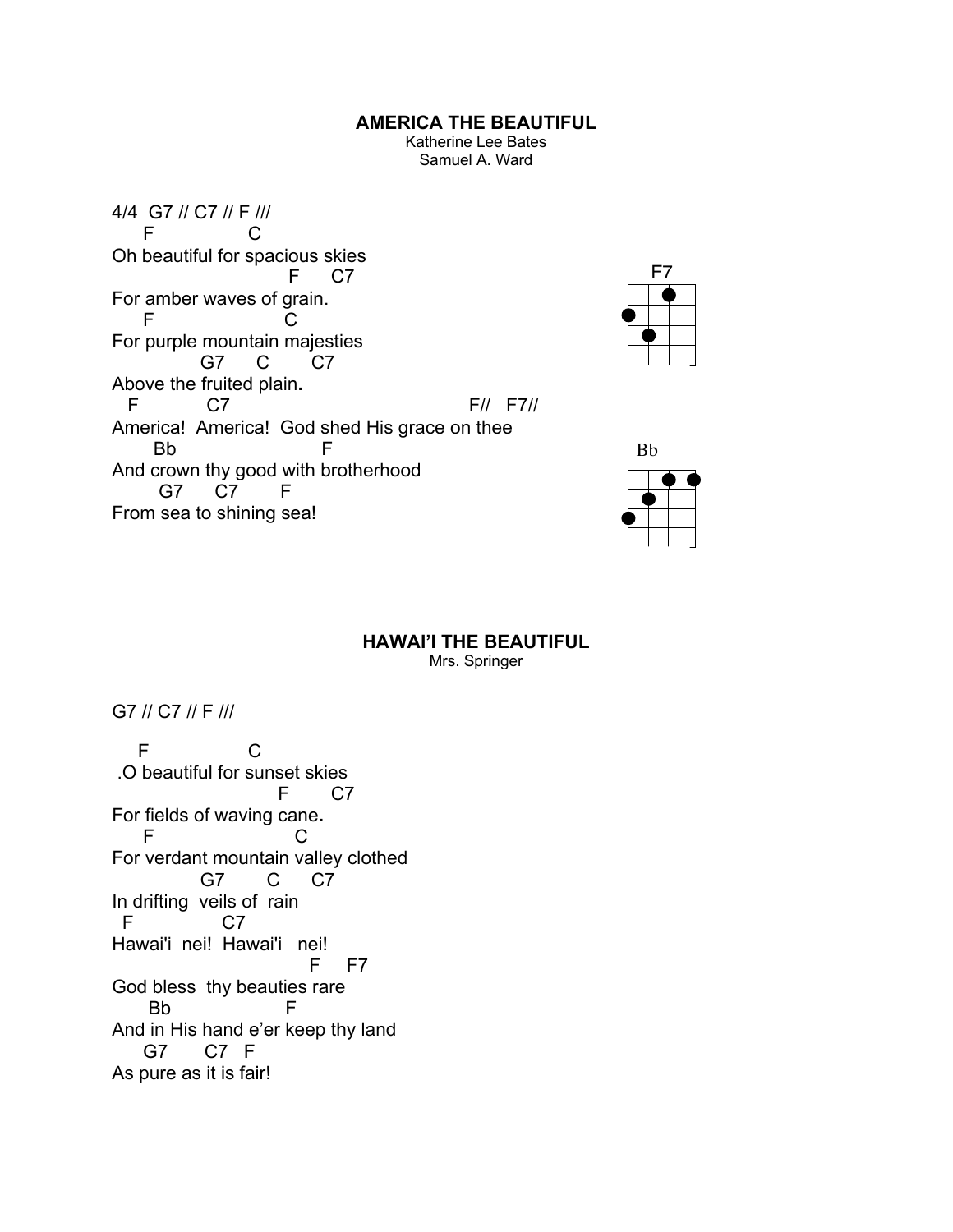## AMERICA THE BEAUTIFUL

Katherine Lee Bates
Samuel A. Ward

```
4/4  G7 // C7 // F ///
     F                C
Oh beautiful for spacious skies
                                  F      C7
For amber waves of grain.
     F                         C
For purple mountain majesties
                G7      C        C7
Above the fruited plain.
   F             C7                                          F//   F7//
America!  America!  God shed His grace on thee
       Bb                         F
And crown thy good with brotherhood
        G7      C7        F
From sea to shining sea!
```

F7

Bb

## HAWAI'I THE BEAUTIFUL

Mrs. Springer

```
G7 // C7 // F ///

    F                 C
 .O beautiful for sunset skies
                              F        C7
For fields of waving cane.
     F                          C
For verdant mountain valley clothed
               G7        C      C7
In drifting  veils of  rain
  F               C7
Hawai'i  nei!  Hawai'i   nei!
                                    F     F7
God bless  thy beauties rare
      Bb                   F
And in His hand e'er keep thy land
     G7       C7   F
As pure as it is fair!
```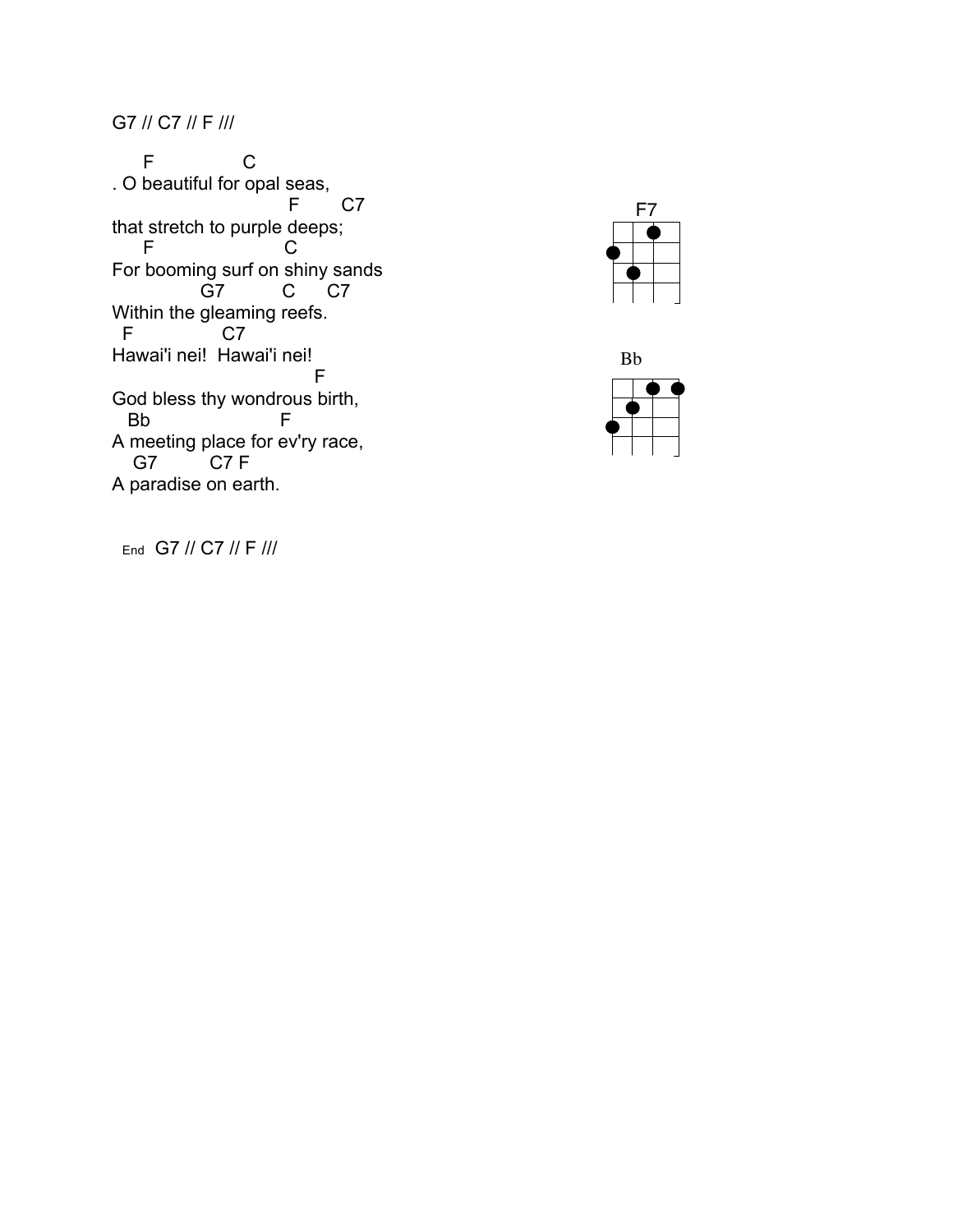G7 // C7 // F ///

```
     F                C
. O beautiful for opal seas,
                                 F        C7
that stretch to purple deeps;
     F                          C
For booming surf on shiny sands
                G7           C      C7
Within the gleaming reefs.
  F                 C7
Hawai'i nei!  Hawai'i nei!
                                      F
God bless thy wondrous birth,
   Bb                         F
A meeting place for ev'ry race,
   G7          C7 F
A paradise on earth.
```

F7

Bb

End G7 // C7 // F ///